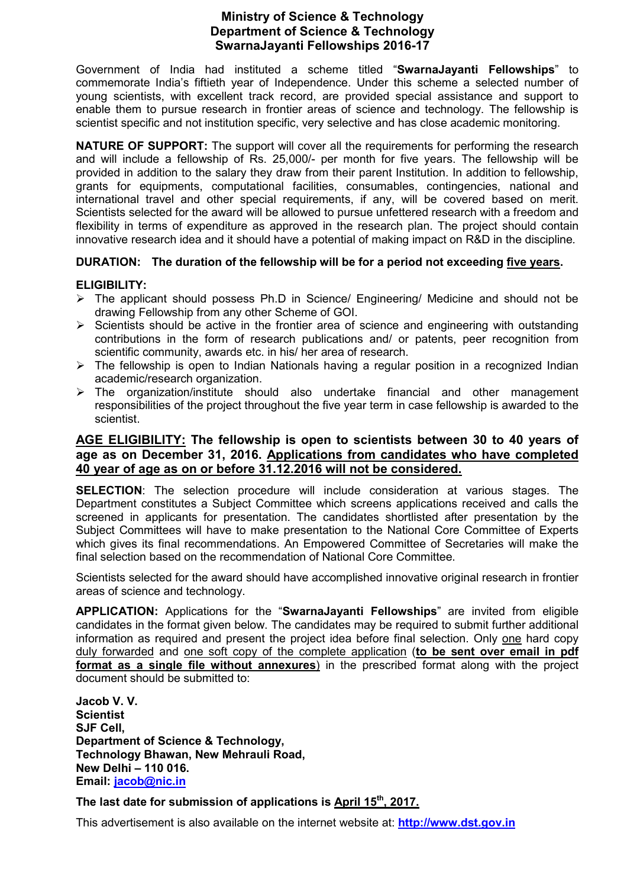# Ministry of Science & Technology
## Department of Science & Technology
## SwarnaJayanti Fellowships 2016-17

Government of India had instituted a scheme titled "**SwarnaJayanti Fellowships**" to commemorate India's fiftieth year of Independence. Under this scheme a selected number of young scientists, with excellent track record, are provided special assistance and support to enable them to pursue research in frontier areas of science and technology. The fellowship is scientist specific and not institution specific, very selective and has close academic monitoring.

**NATURE OF SUPPORT:** The support will cover all the requirements for performing the research and will include a fellowship of Rs. 25,000/- per month for five years. The fellowship will be provided in addition to the salary they draw from their parent Institution. In addition to fellowship, grants for equipments, computational facilities, consumables, contingencies, national and international travel and other special requirements, if any, will be covered based on merit. Scientists selected for the award will be allowed to pursue unfettered research with a freedom and flexibility in terms of expenditure as approved in the research plan. The project should contain innovative research idea and it should have a potential of making impact on R&D in the discipline.

**DURATION: The duration of the fellowship will be for a period not exceeding five years.**

**ELIGIBILITY:**

- The applicant should possess Ph.D in Science/ Engineering/ Medicine and should not be drawing Fellowship from any other Scheme of GOI.
- Scientists should be active in the frontier area of science and engineering with outstanding contributions in the form of research publications and/ or patents, peer recognition from scientific community, awards etc. in his/ her area of research.
- The fellowship is open to Indian Nationals having a regular position in a recognized Indian academic/research organization.
- The organization/institute should also undertake financial and other management responsibilities of the project throughout the five year term in case fellowship is awarded to the scientist.

**AGE ELIGIBILITY: The fellowship is open to scientists between 30 to 40 years of age as on December 31, 2016. Applications from candidates who have completed 40 year of age as on or before 31.12.2016 will not be considered.**

**SELECTION**: The selection procedure will include consideration at various stages. The Department constitutes a Subject Committee which screens applications received and calls the screened in applicants for presentation. The candidates shortlisted after presentation by the Subject Committees will have to make presentation to the National Core Committee of Experts which gives its final recommendations. An Empowered Committee of Secretaries will make the final selection based on the recommendation of National Core Committee.

Scientists selected for the award should have accomplished innovative original research in frontier areas of science and technology.

**APPLICATION:** Applications for the "**SwarnaJayanti Fellowships**" are invited from eligible candidates in the format given below. The candidates may be required to submit further additional information as required and present the project idea before final selection. Only one hard copy duly forwarded and one soft copy of the complete application (**to be sent over email in pdf format as a single file without annexures**) in the prescribed format along with the project document should be submitted to:

**Jacob V. V.**
**Scientist**
**SJF Cell,**
**Department of Science & Technology,**
**Technology Bhawan, New Mehrauli Road,**
**New Delhi – 110 016.**
**Email: jacob@nic.in**

**The last date for submission of applications is April 15th, 2017.**

This advertisement is also available on the internet website at: **http://www.dst.gov.in**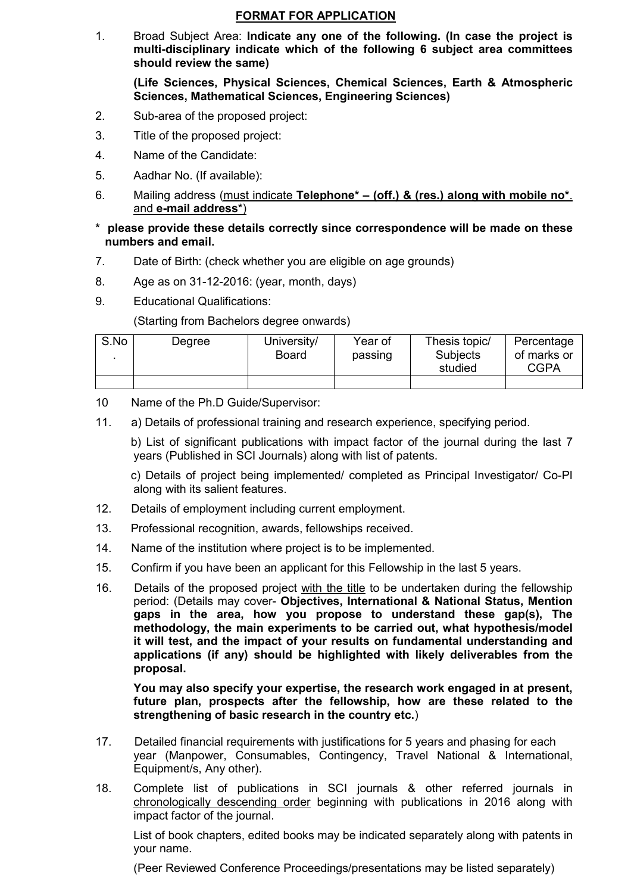## FORMAT FOR APPLICATION

1. Broad Subject Area: **Indicate any one of the following. (In case the project is multi-disciplinary indicate which of the following 6 subject area committees should review the same)**

   **(Life Sciences, Physical Sciences, Chemical Sciences, Earth & Atmospheric Sciences, Mathematical Sciences, Engineering Sciences)**

2. Sub-area of the proposed project:
3. Title of the proposed project:
4. Name of the Candidate:
5. Aadhar No. (If available):
6. Mailing address (must indicate **Telephone* – (off.) & (res.) along with mobile no***. and **e-mail address***)

\* **please provide these details correctly since correspondence will be made on these numbers and email.**

7. Date of Birth: (check whether you are eligible on age grounds)
8. Age as on 31-12-2016: (year, month, days)
9. Educational Qualifications:

   (Starting from Bachelors degree onwards)

| S.No. | Degree | University/ Board | Year of passing | Thesis topic/ Subjects studied | Percentage of marks or CGPA |
|---|---|---|---|---|---|
| | | | | | |

10. Name of the Ph.D Guide/Supervisor:
11. a) Details of professional training and research experience, specifying period.

    b) List of significant publications with impact factor of the journal during the last 7 years (Published in SCI Journals) along with list of patents.

    c) Details of project being implemented/ completed as Principal Investigator/ Co-PI along with its salient features.

12. Details of employment including current employment.
13. Professional recognition, awards, fellowships received.
14. Name of the institution where project is to be implemented.
15. Confirm if you have been an applicant for this Fellowship in the last 5 years.
16. Details of the proposed project with the title to be undertaken during the fellowship period: (Details may cover- **Objectives, International & National Status, Mention gaps in the area, how you propose to understand these gap(s), The methodology, the main experiments to be carried out, what hypothesis/model it will test, and the impact of your results on fundamental understanding and applications (if any) should be highlighted with likely deliverables from the proposal.**

    **You may also specify your expertise, the research work engaged in at present, future plan, prospects after the fellowship, how are these related to the strengthening of basic research in the country etc.**)

17. Detailed financial requirements with justifications for 5 years and phasing for each year (Manpower, Consumables, Contingency, Travel National & International, Equipment/s, Any other).
18. Complete list of publications in SCI journals & other referred journals in chronologically descending order beginning with publications in 2016 along with impact factor of the journal.

    List of book chapters, edited books may be indicated separately along with patents in your name.

    (Peer Reviewed Conference Proceedings/presentations may be listed separately)